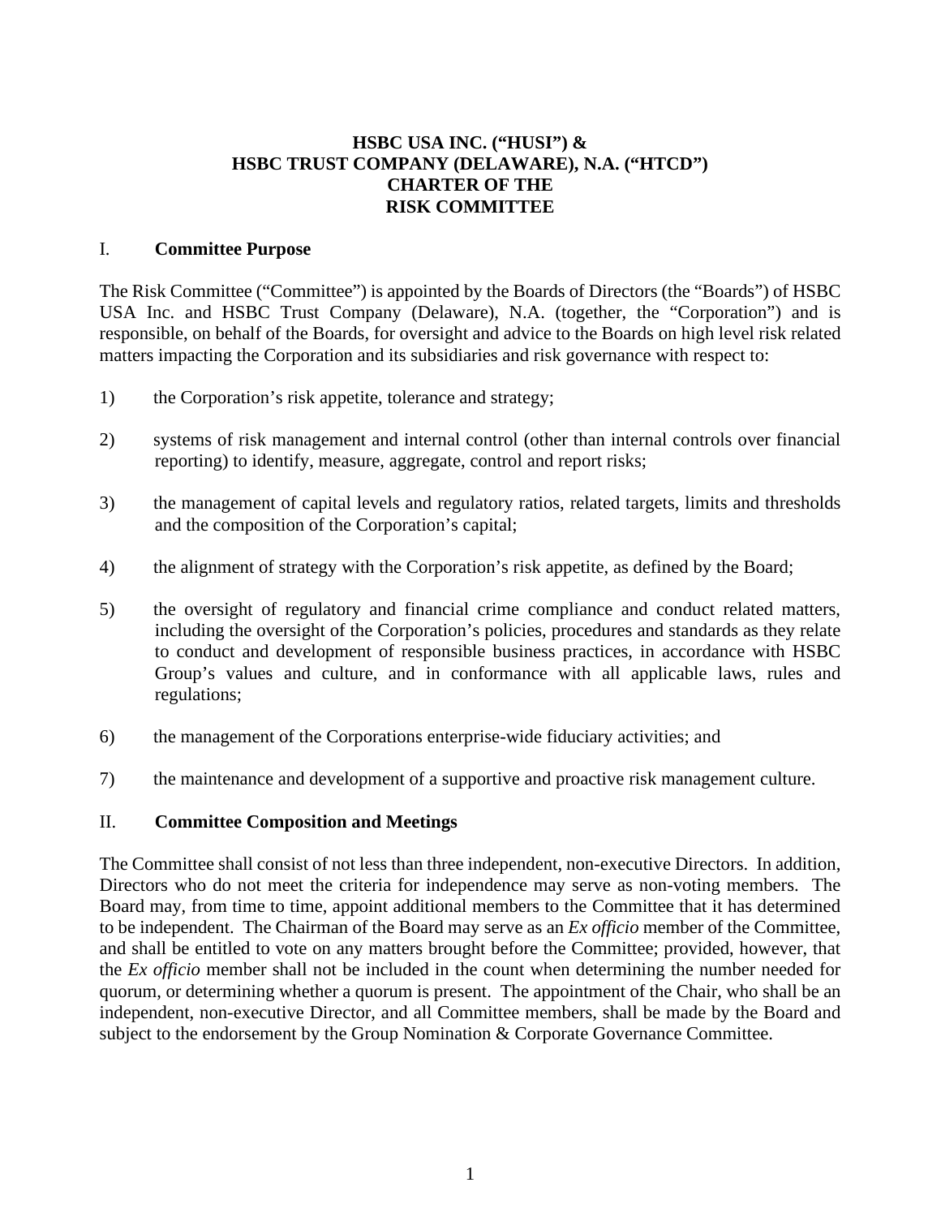# HSBC USA INC. (“HUSI”) & HSBC TRUST COMPANY (DELAWARE), N.A. (“HTCD”) CHARTER OF THE RISK COMMITTEE

## I. Committee Purpose

The Risk Committee (“Committee”) is appointed by the Boards of Directors (the “Boards”) of HSBC USA Inc. and HSBC Trust Company (Delaware), N.A. (together, the “Corporation”) and is responsible, on behalf of the Boards, for oversight and advice to the Boards on high level risk related matters impacting the Corporation and its subsidiaries and risk governance with respect to:

1) the Corporation’s risk appetite, tolerance and strategy;

2) systems of risk management and internal control (other than internal controls over financial reporting) to identify, measure, aggregate, control and report risks;

3) the management of capital levels and regulatory ratios, related targets, limits and thresholds and the composition of the Corporation’s capital;

4) the alignment of strategy with the Corporation’s risk appetite, as defined by the Board;

5) the oversight of regulatory and financial crime compliance and conduct related matters, including the oversight of the Corporation’s policies, procedures and standards as they relate to conduct and development of responsible business practices, in accordance with HSBC Group’s values and culture, and in conformance with all applicable laws, rules and regulations;

6) the management of the Corporations enterprise-wide fiduciary activities; and

7) the maintenance and development of a supportive and proactive risk management culture.

## II. Committee Composition and Meetings

The Committee shall consist of not less than three independent, non-executive Directors. In addition, Directors who do not meet the criteria for independence may serve as non-voting members. The Board may, from time to time, appoint additional members to the Committee that it has determined to be independent. The Chairman of the Board may serve as an *Ex officio* member of the Committee, and shall be entitled to vote on any matters brought before the Committee; provided, however, that the *Ex officio* member shall not be included in the count when determining the number needed for quorum, or determining whether a quorum is present. The appointment of the Chair, who shall be an independent, non-executive Director, and all Committee members, shall be made by the Board and subject to the endorsement by the Group Nomination & Corporate Governance Committee.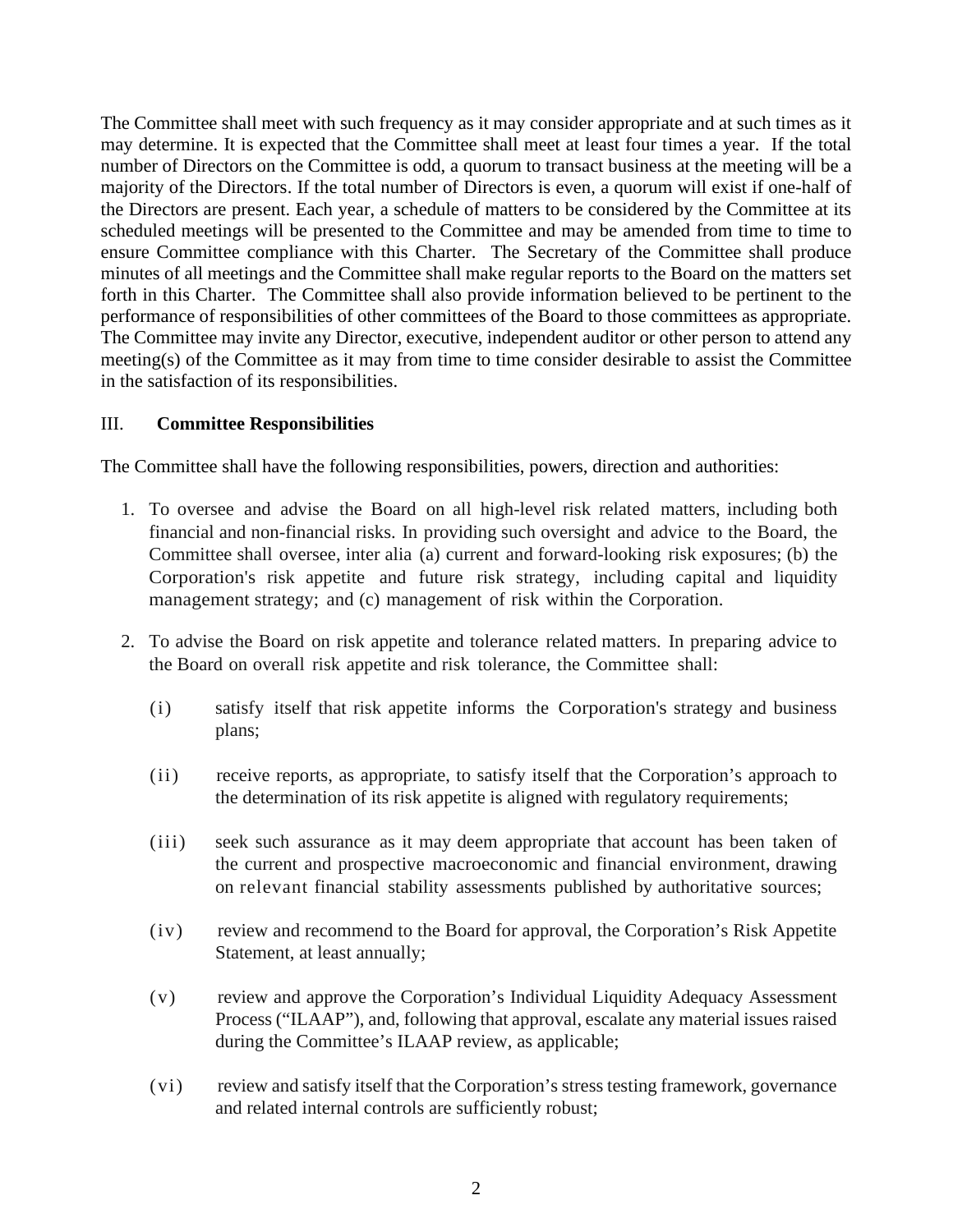The Committee shall meet with such frequency as it may consider appropriate and at such times as it may determine. It is expected that the Committee shall meet at least four times a year. If the total number of Directors on the Committee is odd, a quorum to transact business at the meeting will be a majority of the Directors. If the total number of Directors is even, a quorum will exist if one-half of the Directors are present. Each year, a schedule of matters to be considered by the Committee at its scheduled meetings will be presented to the Committee and may be amended from time to time to ensure Committee compliance with this Charter. The Secretary of the Committee shall produce minutes of all meetings and the Committee shall make regular reports to the Board on the matters set forth in this Charter. The Committee shall also provide information believed to be pertinent to the performance of responsibilities of other committees of the Board to those committees as appropriate. The Committee may invite any Director, executive, independent auditor or other person to attend any meeting(s) of the Committee as it may from time to time consider desirable to assist the Committee in the satisfaction of its responsibilities.

## III. **Committee Responsibilities**

The Committee shall have the following responsibilities, powers, direction and authorities:

1. To oversee and advise the Board on all high-level risk related matters, including both financial and non-financial risks. In providing such oversight and advice to the Board, the Committee shall oversee, inter alia (a) current and forward-looking risk exposures; (b) the Corporation's risk appetite and future risk strategy, including capital and liquidity management strategy; and (c) management of risk within the Corporation.

2. To advise the Board on risk appetite and tolerance related matters. In preparing advice to the Board on overall risk appetite and risk tolerance, the Committee shall:

   (i) satisfy itself that risk appetite informs the Corporation's strategy and business plans;

   (ii) receive reports, as appropriate, to satisfy itself that the Corporation's approach to the determination of its risk appetite is aligned with regulatory requirements;

   (iii) seek such assurance as it may deem appropriate that account has been taken of the current and prospective macroeconomic and financial environment, drawing on relevant financial stability assessments published by authoritative sources;

   (iv) review and recommend to the Board for approval, the Corporation's Risk Appetite Statement, at least annually;

   (v) review and approve the Corporation's Individual Liquidity Adequacy Assessment Process ("ILAAP"), and, following that approval, escalate any material issues raised during the Committee's ILAAP review, as applicable;

   (vi) review and satisfy itself that the Corporation's stress testing framework, governance and related internal controls are sufficiently robust;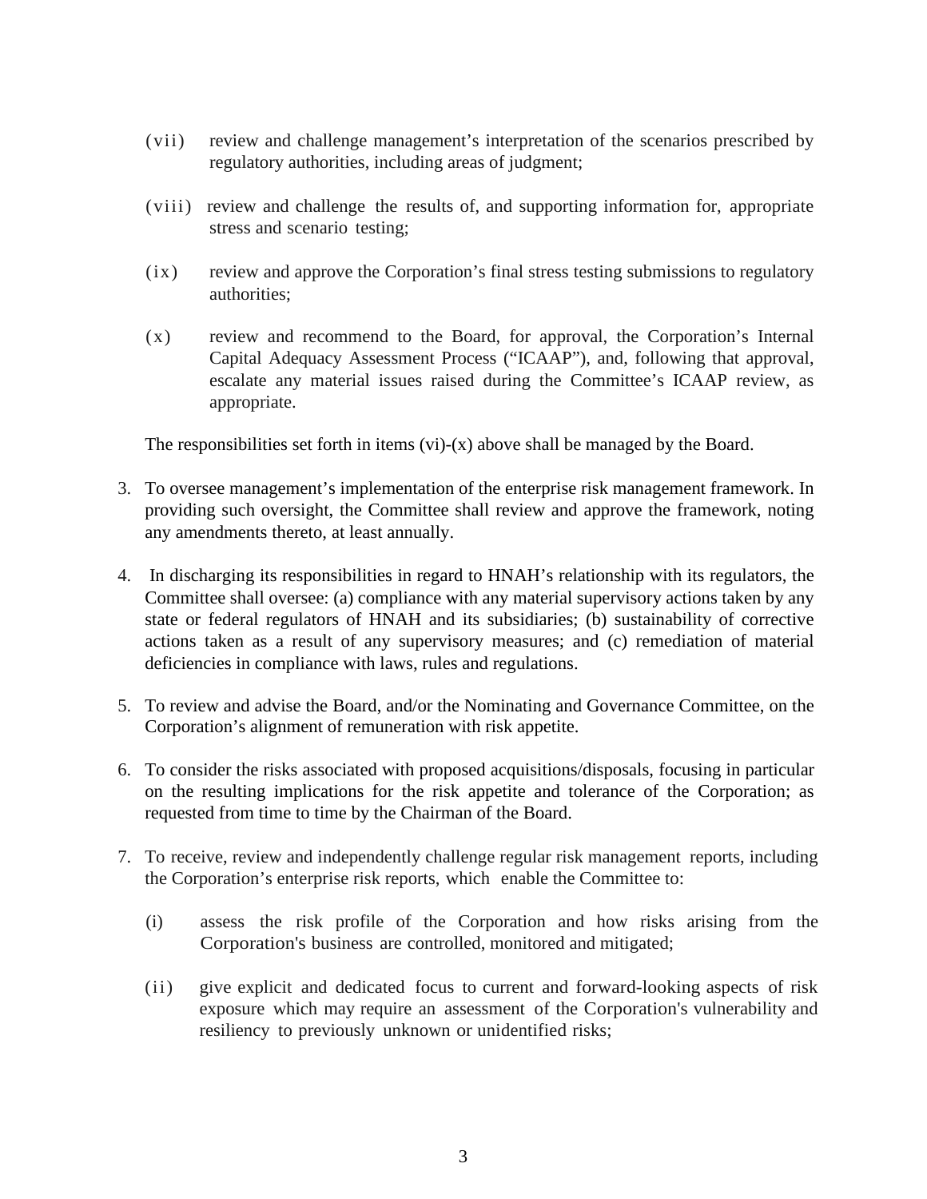(vii) review and challenge management's interpretation of the scenarios prescribed by regulatory authorities, including areas of judgment;

(viii) review and challenge the results of, and supporting information for, appropriate stress and scenario testing;

(ix) review and approve the Corporation's final stress testing submissions to regulatory authorities;

(x) review and recommend to the Board, for approval, the Corporation's Internal Capital Adequacy Assessment Process ("ICAAP"), and, following that approval, escalate any material issues raised during the Committee's ICAAP review, as appropriate.

The responsibilities set forth in items (vi)-(x) above shall be managed by the Board.

3. To oversee management's implementation of the enterprise risk management framework. In providing such oversight, the Committee shall review and approve the framework, noting any amendments thereto, at least annually.

4. In discharging its responsibilities in regard to HNAH's relationship with its regulators, the Committee shall oversee: (a) compliance with any material supervisory actions taken by any state or federal regulators of HNAH and its subsidiaries; (b) sustainability of corrective actions taken as a result of any supervisory measures; and (c) remediation of material deficiencies in compliance with laws, rules and regulations.

5. To review and advise the Board, and/or the Nominating and Governance Committee, on the Corporation's alignment of remuneration with risk appetite.

6. To consider the risks associated with proposed acquisitions/disposals, focusing in particular on the resulting implications for the risk appetite and tolerance of the Corporation; as requested from time to time by the Chairman of the Board.

7. To receive, review and independently challenge regular risk management reports, including the Corporation's enterprise risk reports, which enable the Committee to:

   (i) assess the risk profile of the Corporation and how risks arising from the Corporation's business are controlled, monitored and mitigated;

   (ii) give explicit and dedicated focus to current and forward-looking aspects of risk exposure which may require an assessment of the Corporation's vulnerability and resiliency to previously unknown or unidentified risks;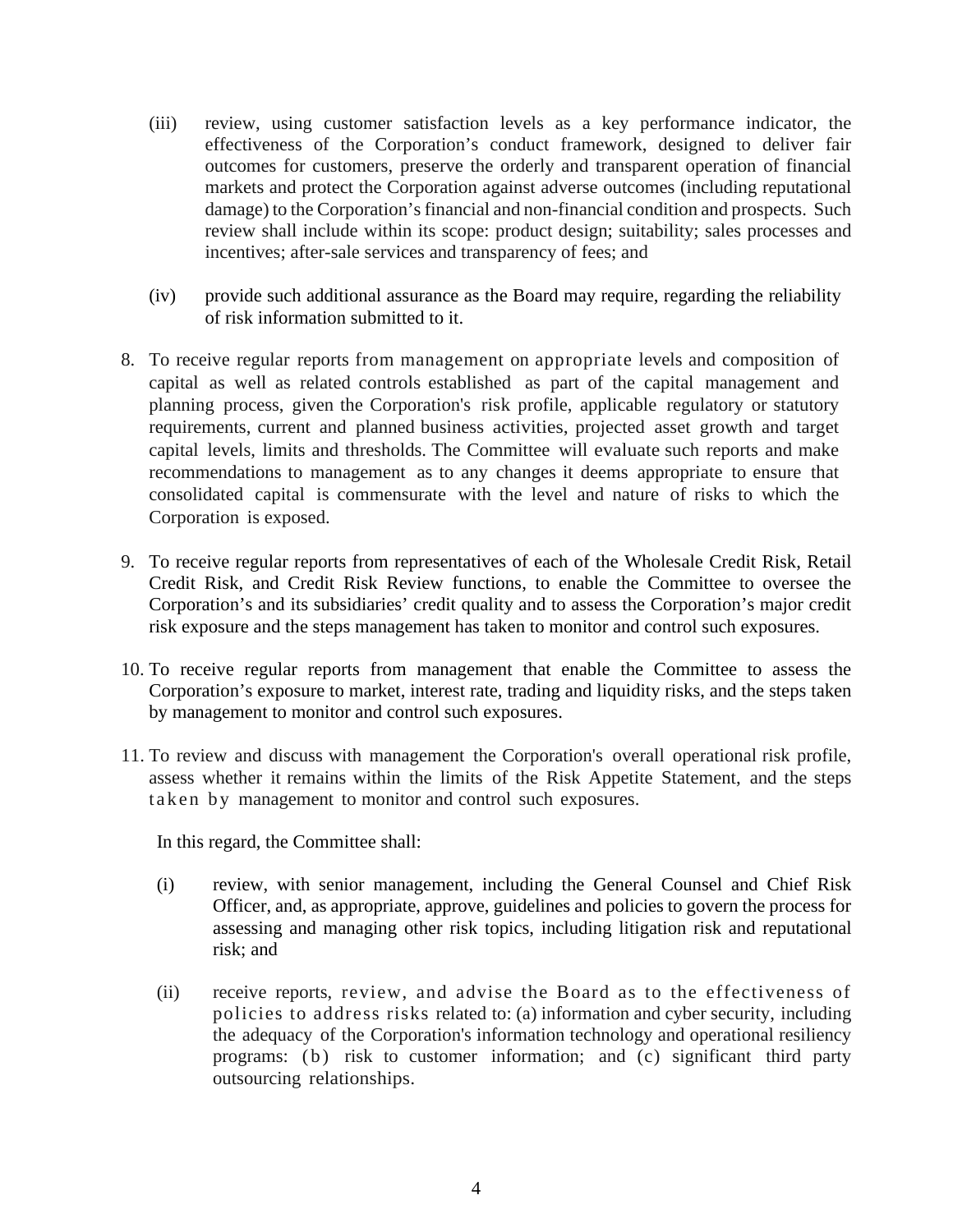(iii) review, using customer satisfaction levels as a key performance indicator, the effectiveness of the Corporation's conduct framework, designed to deliver fair outcomes for customers, preserve the orderly and transparent operation of financial markets and protect the Corporation against adverse outcomes (including reputational damage) to the Corporation's financial and non-financial condition and prospects. Such review shall include within its scope: product design; suitability; sales processes and incentives; after-sale services and transparency of fees; and

(iv) provide such additional assurance as the Board may require, regarding the reliability of risk information submitted to it.

8. To receive regular reports from management on appropriate levels and composition of capital as well as related controls established as part of the capital management and planning process, given the Corporation's risk profile, applicable regulatory or statutory requirements, current and planned business activities, projected asset growth and target capital levels, limits and thresholds. The Committee will evaluate such reports and make recommendations to management as to any changes it deems appropriate to ensure that consolidated capital is commensurate with the level and nature of risks to which the Corporation is exposed.

9. To receive regular reports from representatives of each of the Wholesale Credit Risk, Retail Credit Risk, and Credit Risk Review functions, to enable the Committee to oversee the Corporation's and its subsidiaries' credit quality and to assess the Corporation's major credit risk exposure and the steps management has taken to monitor and control such exposures.

10. To receive regular reports from management that enable the Committee to assess the Corporation's exposure to market, interest rate, trading and liquidity risks, and the steps taken by management to monitor and control such exposures.

11. To review and discuss with management the Corporation's overall operational risk profile, assess whether it remains within the limits of the Risk Appetite Statement, and the steps taken by management to monitor and control such exposures.

    In this regard, the Committee shall:

    (i) review, with senior management, including the General Counsel and Chief Risk Officer, and, as appropriate, approve, guidelines and policies to govern the process for assessing and managing other risk topics, including litigation risk and reputational risk; and

    (ii) receive reports, review, and advise the Board as to the effectiveness of policies to address risks related to: (a) information and cyber security, including the adequacy of the Corporation's information technology and operational resiliency programs: (b) risk to customer information; and (c) significant third party outsourcing relationships.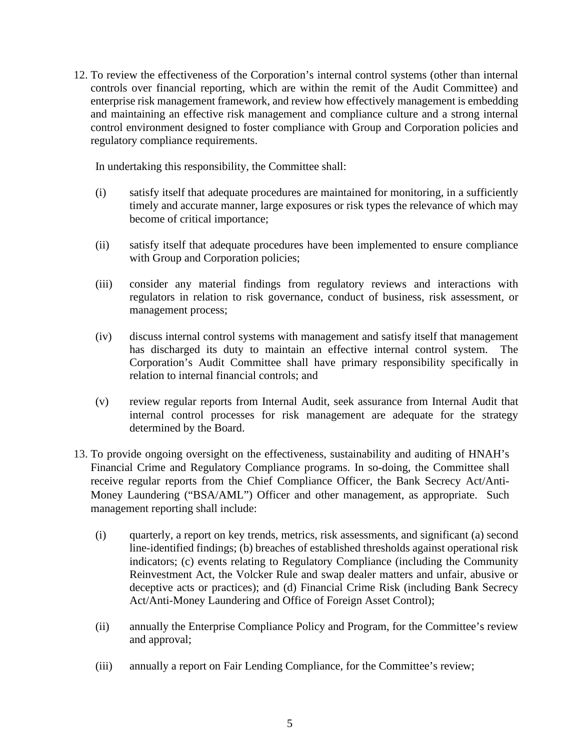12. To review the effectiveness of the Corporation's internal control systems (other than internal controls over financial reporting, which are within the remit of the Audit Committee) and enterprise risk management framework, and review how effectively management is embedding and maintaining an effective risk management and compliance culture and a strong internal control environment designed to foster compliance with Group and Corporation policies and regulatory compliance requirements.

    In undertaking this responsibility, the Committee shall:

    (i) satisfy itself that adequate procedures are maintained for monitoring, in a sufficiently timely and accurate manner, large exposures or risk types the relevance of which may become of critical importance;

    (ii) satisfy itself that adequate procedures have been implemented to ensure compliance with Group and Corporation policies;

    (iii) consider any material findings from regulatory reviews and interactions with regulators in relation to risk governance, conduct of business, risk assessment, or management process;

    (iv) discuss internal control systems with management and satisfy itself that management has discharged its duty to maintain an effective internal control system. The Corporation's Audit Committee shall have primary responsibility specifically in relation to internal financial controls; and

    (v) review regular reports from Internal Audit, seek assurance from Internal Audit that internal control processes for risk management are adequate for the strategy determined by the Board.

13. To provide ongoing oversight on the effectiveness, sustainability and auditing of HNAH's Financial Crime and Regulatory Compliance programs. In so-doing, the Committee shall receive regular reports from the Chief Compliance Officer, the Bank Secrecy Act/Anti-Money Laundering ("BSA/AML") Officer and other management, as appropriate. Such management reporting shall include:

    (i) quarterly, a report on key trends, metrics, risk assessments, and significant (a) second line-identified findings; (b) breaches of established thresholds against operational risk indicators; (c) events relating to Regulatory Compliance (including the Community Reinvestment Act, the Volcker Rule and swap dealer matters and unfair, abusive or deceptive acts or practices); and (d) Financial Crime Risk (including Bank Secrecy Act/Anti-Money Laundering and Office of Foreign Asset Control);

    (ii) annually the Enterprise Compliance Policy and Program, for the Committee's review and approval;

    (iii) annually a report on Fair Lending Compliance, for the Committee's review;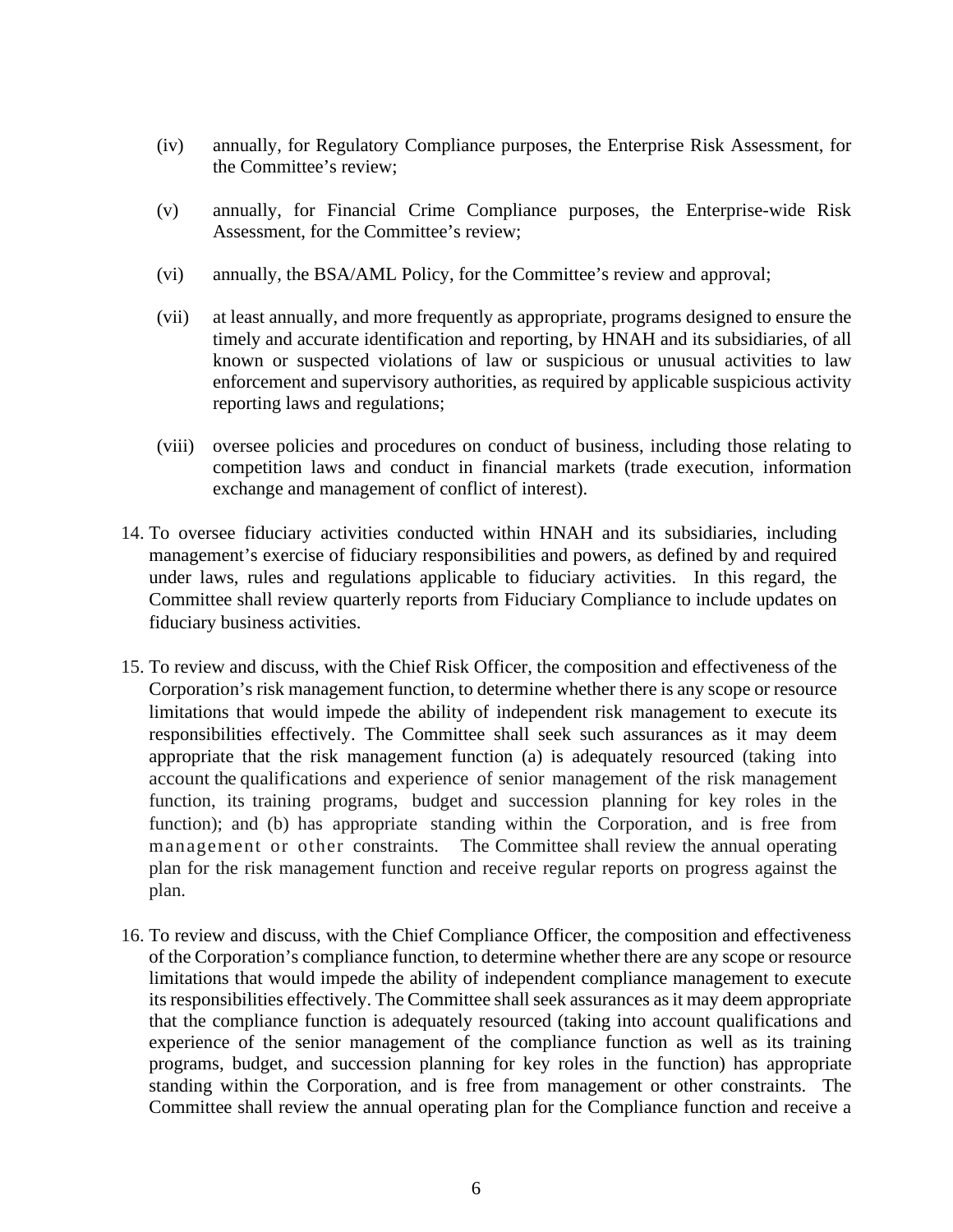(iv) annually, for Regulatory Compliance purposes, the Enterprise Risk Assessment, for the Committee's review;

(v) annually, for Financial Crime Compliance purposes, the Enterprise-wide Risk Assessment, for the Committee's review;

(vi) annually, the BSA/AML Policy, for the Committee's review and approval;

(vii) at least annually, and more frequently as appropriate, programs designed to ensure the timely and accurate identification and reporting, by HNAH and its subsidiaries, of all known or suspected violations of law or suspicious or unusual activities to law enforcement and supervisory authorities, as required by applicable suspicious activity reporting laws and regulations;

(viii) oversee policies and procedures on conduct of business, including those relating to competition laws and conduct in financial markets (trade execution, information exchange and management of conflict of interest).

14. To oversee fiduciary activities conducted within HNAH and its subsidiaries, including management's exercise of fiduciary responsibilities and powers, as defined by and required under laws, rules and regulations applicable to fiduciary activities. In this regard, the Committee shall review quarterly reports from Fiduciary Compliance to include updates on fiduciary business activities.

15. To review and discuss, with the Chief Risk Officer, the composition and effectiveness of the Corporation's risk management function, to determine whether there is any scope or resource limitations that would impede the ability of independent risk management to execute its responsibilities effectively. The Committee shall seek such assurances as it may deem appropriate that the risk management function (a) is adequately resourced (taking into account the qualifications and experience of senior management of the risk management function, its training programs, budget and succession planning for key roles in the function); and (b) has appropriate standing within the Corporation, and is free from management or other constraints. The Committee shall review the annual operating plan for the risk management function and receive regular reports on progress against the plan.

16. To review and discuss, with the Chief Compliance Officer, the composition and effectiveness of the Corporation's compliance function, to determine whether there are any scope or resource limitations that would impede the ability of independent compliance management to execute its responsibilities effectively. The Committee shall seek assurances as it may deem appropriate that the compliance function is adequately resourced (taking into account qualifications and experience of the senior management of the compliance function as well as its training programs, budget, and succession planning for key roles in the function) has appropriate standing within the Corporation, and is free from management or other constraints. The Committee shall review the annual operating plan for the Compliance function and receive a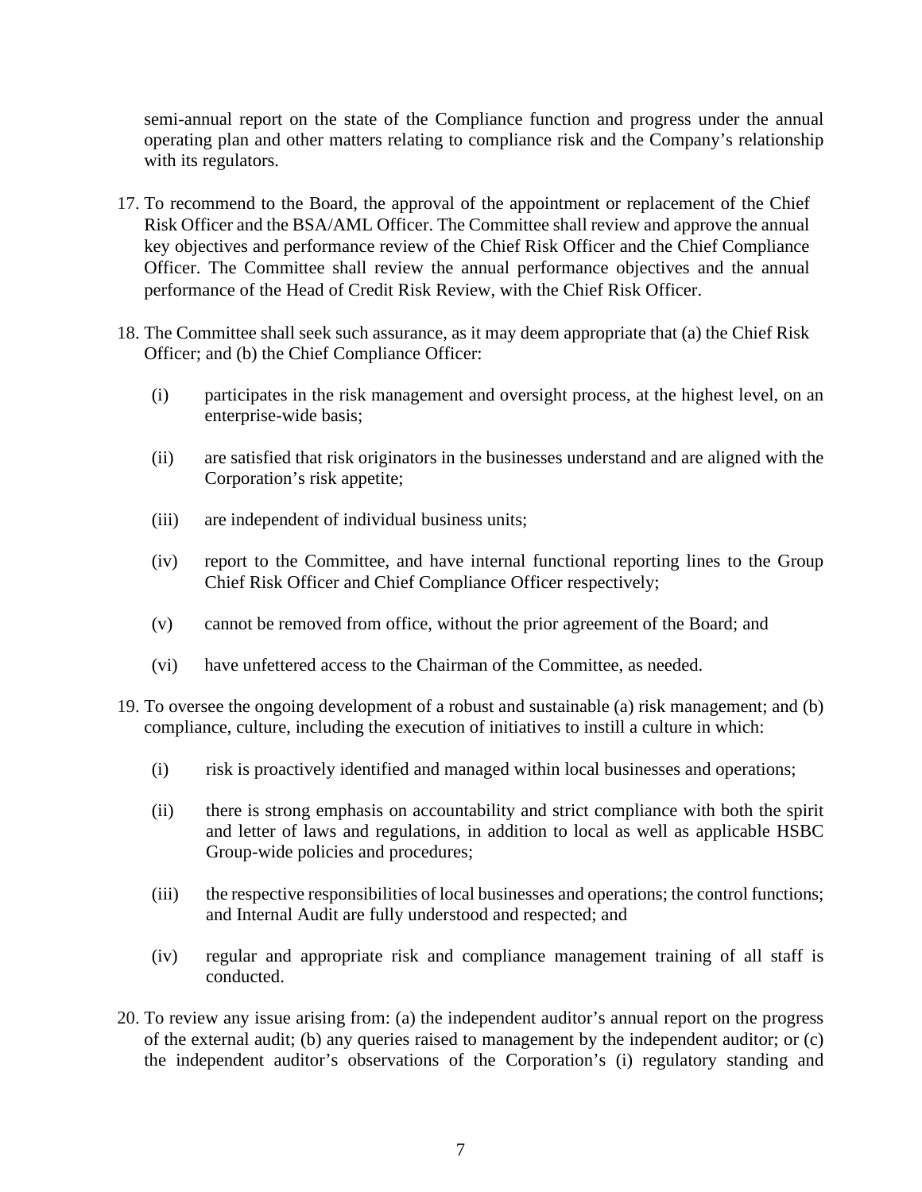semi-annual report on the state of the Compliance function and progress under the annual operating plan and other matters relating to compliance risk and the Company's relationship with its regulators.

17. To recommend to the Board, the approval of the appointment or replacement of the Chief Risk Officer and the BSA/AML Officer. The Committee shall review and approve the annual key objectives and performance review of the Chief Risk Officer and the Chief Compliance Officer. The Committee shall review the annual performance objectives and the annual performance of the Head of Credit Risk Review, with the Chief Risk Officer.

18. The Committee shall seek such assurance, as it may deem appropriate that (a) the Chief Risk Officer; and (b) the Chief Compliance Officer:

    (i) participates in the risk management and oversight process, at the highest level, on an enterprise-wide basis;

    (ii) are satisfied that risk originators in the businesses understand and are aligned with the Corporation's risk appetite;

    (iii) are independent of individual business units;

    (iv) report to the Committee, and have internal functional reporting lines to the Group Chief Risk Officer and Chief Compliance Officer respectively;

    (v) cannot be removed from office, without the prior agreement of the Board; and

    (vi) have unfettered access to the Chairman of the Committee, as needed.

19. To oversee the ongoing development of a robust and sustainable (a) risk management; and (b) compliance, culture, including the execution of initiatives to instill a culture in which:

    (i) risk is proactively identified and managed within local businesses and operations;

    (ii) there is strong emphasis on accountability and strict compliance with both the spirit and letter of laws and regulations, in addition to local as well as applicable HSBC Group-wide policies and procedures;

    (iii) the respective responsibilities of local businesses and operations; the control functions; and Internal Audit are fully understood and respected; and

    (iv) regular and appropriate risk and compliance management training of all staff is conducted.

20. To review any issue arising from: (a) the independent auditor's annual report on the progress of the external audit; (b) any queries raised to management by the independent auditor; or (c) the independent auditor's observations of the Corporation's (i) regulatory standing and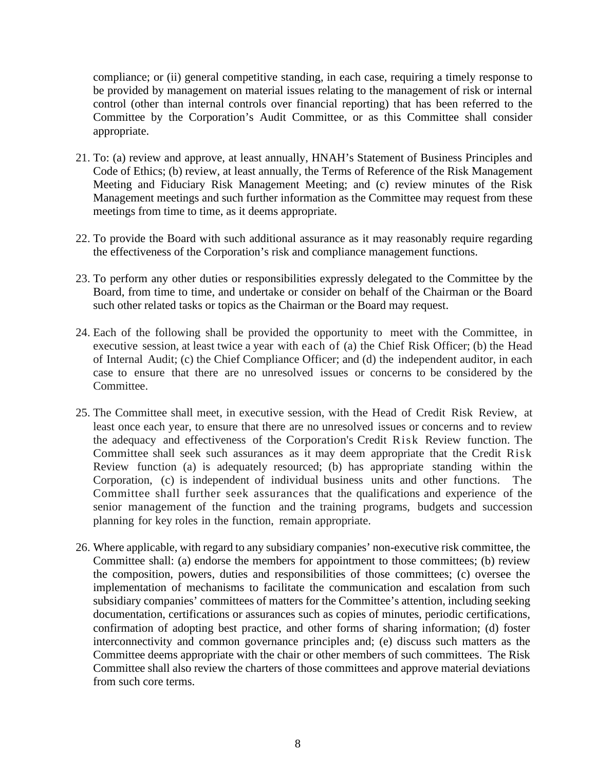compliance; or (ii) general competitive standing, in each case, requiring a timely response to be provided by management on material issues relating to the management of risk or internal control (other than internal controls over financial reporting) that has been referred to the Committee by the Corporation's Audit Committee, or as this Committee shall consider appropriate.

21. To: (a) review and approve, at least annually, HNAH's Statement of Business Principles and Code of Ethics; (b) review, at least annually, the Terms of Reference of the Risk Management Meeting and Fiduciary Risk Management Meeting; and (c) review minutes of the Risk Management meetings and such further information as the Committee may request from these meetings from time to time, as it deems appropriate.

22. To provide the Board with such additional assurance as it may reasonably require regarding the effectiveness of the Corporation's risk and compliance management functions.

23. To perform any other duties or responsibilities expressly delegated to the Committee by the Board, from time to time, and undertake or consider on behalf of the Chairman or the Board such other related tasks or topics as the Chairman or the Board may request.

24. Each of the following shall be provided the opportunity to meet with the Committee, in executive session, at least twice a year with each of (a) the Chief Risk Officer; (b) the Head of Internal Audit; (c) the Chief Compliance Officer; and (d) the independent auditor, in each case to ensure that there are no unresolved issues or concerns to be considered by the Committee.

25. The Committee shall meet, in executive session, with the Head of Credit Risk Review, at least once each year, to ensure that there are no unresolved issues or concerns and to review the adequacy and effectiveness of the Corporation's Credit Risk Review function. The Committee shall seek such assurances as it may deem appropriate that the Credit Risk Review function (a) is adequately resourced; (b) has appropriate standing within the Corporation, (c) is independent of individual business units and other functions. The Committee shall further seek assurances that the qualifications and experience of the senior management of the function and the training programs, budgets and succession planning for key roles in the function, remain appropriate.

26. Where applicable, with regard to any subsidiary companies' non-executive risk committee, the Committee shall: (a) endorse the members for appointment to those committees; (b) review the composition, powers, duties and responsibilities of those committees; (c) oversee the implementation of mechanisms to facilitate the communication and escalation from such subsidiary companies' committees of matters for the Committee's attention, including seeking documentation, certifications or assurances such as copies of minutes, periodic certifications, confirmation of adopting best practice, and other forms of sharing information; (d) foster interconnectivity and common governance principles and; (e) discuss such matters as the Committee deems appropriate with the chair or other members of such committees. The Risk Committee shall also review the charters of those committees and approve material deviations from such core terms.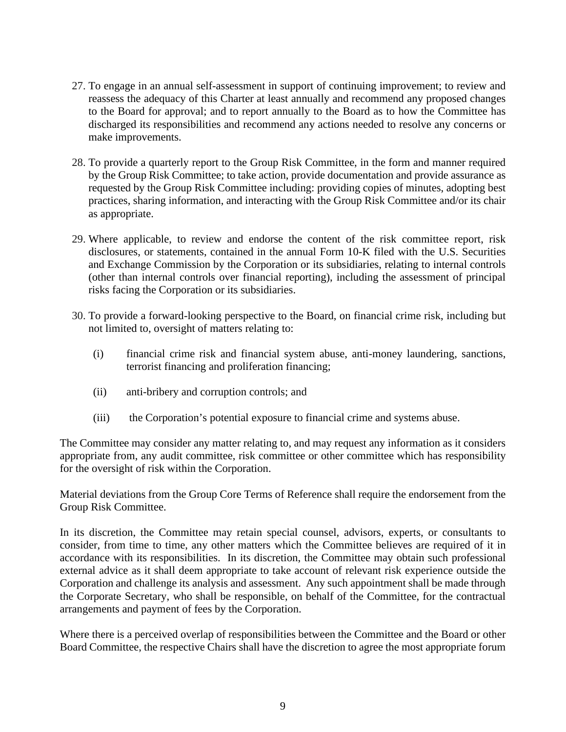27. To engage in an annual self-assessment in support of continuing improvement; to review and reassess the adequacy of this Charter at least annually and recommend any proposed changes to the Board for approval; and to report annually to the Board as to how the Committee has discharged its responsibilities and recommend any actions needed to resolve any concerns or make improvements.

28. To provide a quarterly report to the Group Risk Committee, in the form and manner required by the Group Risk Committee; to take action, provide documentation and provide assurance as requested by the Group Risk Committee including: providing copies of minutes, adopting best practices, sharing information, and interacting with the Group Risk Committee and/or its chair as appropriate.

29. Where applicable, to review and endorse the content of the risk committee report, risk disclosures, or statements, contained in the annual Form 10-K filed with the U.S. Securities and Exchange Commission by the Corporation or its subsidiaries, relating to internal controls (other than internal controls over financial reporting), including the assessment of principal risks facing the Corporation or its subsidiaries.

30. To provide a forward-looking perspective to the Board, on financial crime risk, including but not limited to, oversight of matters relating to:

    (i) financial crime risk and financial system abuse, anti-money laundering, sanctions, terrorist financing and proliferation financing;

    (ii) anti-bribery and corruption controls; and

    (iii) the Corporation's potential exposure to financial crime and systems abuse.

The Committee may consider any matter relating to, and may request any information as it considers appropriate from, any audit committee, risk committee or other committee which has responsibility for the oversight of risk within the Corporation.

Material deviations from the Group Core Terms of Reference shall require the endorsement from the Group Risk Committee.

In its discretion, the Committee may retain special counsel, advisors, experts, or consultants to consider, from time to time, any other matters which the Committee believes are required of it in accordance with its responsibilities. In its discretion, the Committee may obtain such professional external advice as it shall deem appropriate to take account of relevant risk experience outside the Corporation and challenge its analysis and assessment. Any such appointment shall be made through the Corporate Secretary, who shall be responsible, on behalf of the Committee, for the contractual arrangements and payment of fees by the Corporation.

Where there is a perceived overlap of responsibilities between the Committee and the Board or other Board Committee, the respective Chairs shall have the discretion to agree the most appropriate forum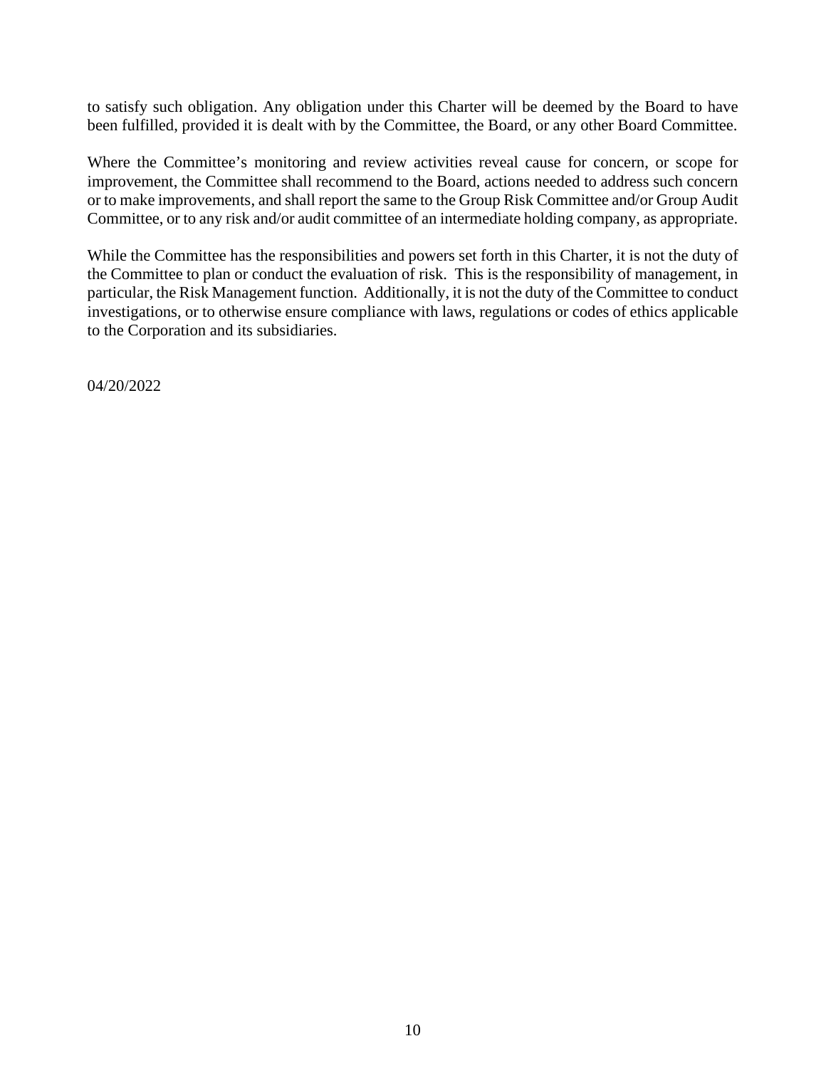to satisfy such obligation. Any obligation under this Charter will be deemed by the Board to have been fulfilled, provided it is dealt with by the Committee, the Board, or any other Board Committee.

Where the Committee's monitoring and review activities reveal cause for concern, or scope for improvement, the Committee shall recommend to the Board, actions needed to address such concern or to make improvements, and shall report the same to the Group Risk Committee and/or Group Audit Committee, or to any risk and/or audit committee of an intermediate holding company, as appropriate.

While the Committee has the responsibilities and powers set forth in this Charter, it is not the duty of the Committee to plan or conduct the evaluation of risk. This is the responsibility of management, in particular, the Risk Management function. Additionally, it is not the duty of the Committee to conduct investigations, or to otherwise ensure compliance with laws, regulations or codes of ethics applicable to the Corporation and its subsidiaries.

04/20/2022